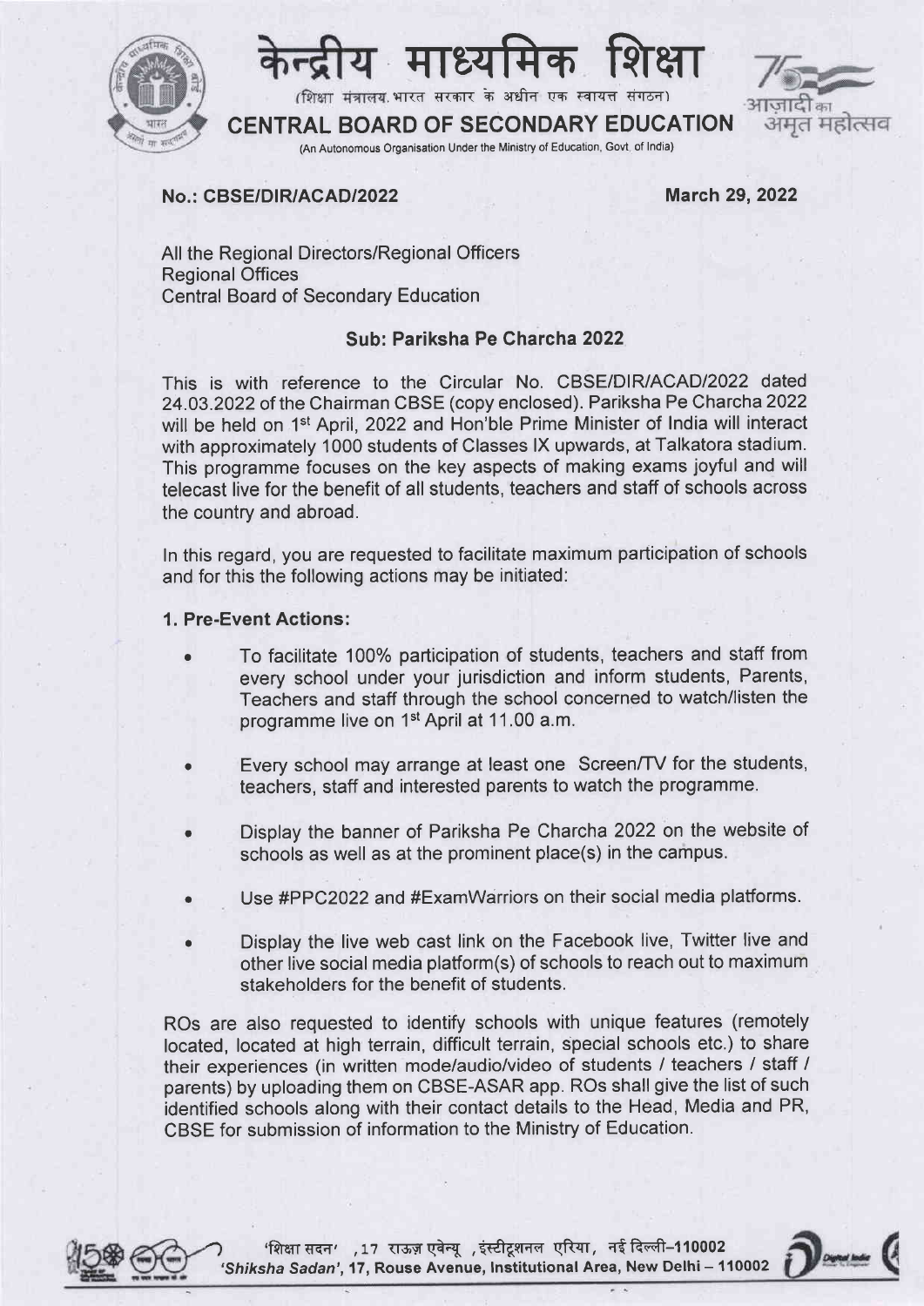केन्द्रीय माध्यमिक शिक्षा

(शिक्षा मंत्रालय, भारत सरकार के अधीन एक स्वायत्त संगठन)

**CENTRAL BOARD OF SECONDARY EDUCATION**

(An Autonomous Organisation Under the Ministry of Education, Govt. of India)

**No.: CBSE/DIR/ACAD/2022** **March 29, 2022**

All the Regional Directors/Regional Officers
Regional Offices
Central Board of Secondary Education

**Sub: Pariksha Pe Charcha 2022**

This is with reference to the Circular No. CBSE/DIR/ACAD/2022 dated 24.03.2022 of the Chairman CBSE (copy enclosed). Pariksha Pe Charcha 2022 will be held on 1st April, 2022 and Hon'ble Prime Minister of India will interact with approximately 1000 students of Classes IX upwards, at Talkatora stadium. This programme focuses on the key aspects of making exams joyful and will telecast live for the benefit of all students, teachers and staff of schools across the country and abroad.

In this regard, you are requested to facilitate maximum participation of schools and for this the following actions may be initiated:

**1. Pre-Event Actions:**

- To facilitate 100% participation of students, teachers and staff from every school under your jurisdiction and inform students, Parents, Teachers and staff through the school concerned to watch/listen the programme live on 1st April at 11.00 a.m.
- Every school may arrange at least one Screen/TV for the students, teachers, staff and interested parents to watch the programme.
- Display the banner of Pariksha Pe Charcha 2022 on the website of schools as well as at the prominent place(s) in the campus.
- Use #PPC2022 and #ExamWarriors on their social media platforms.
- Display the live web cast link on the Facebook live, Twitter live and other live social media platform(s) of schools to reach out to maximum stakeholders for the benefit of students.

ROs are also requested to identify schools with unique features (remotely located, located at high terrain, difficult terrain, special schools etc.) to share their experiences (in written mode/audio/video of students / teachers / staff / parents) by uploading them on CBSE-ASAR app. ROs shall give the list of such identified schools along with their contact details to the Head, Media and PR, CBSE for submission of information to the Ministry of Education.

'शिक्षा सदन' ,17 राऊज़ एवेन्यू ,इंस्टीटूशनल एरिया, नई दिल्ली–110002
*'Shiksha Sadan'*, 17, Rouse Avenue, Institutional Area, New Delhi – 110002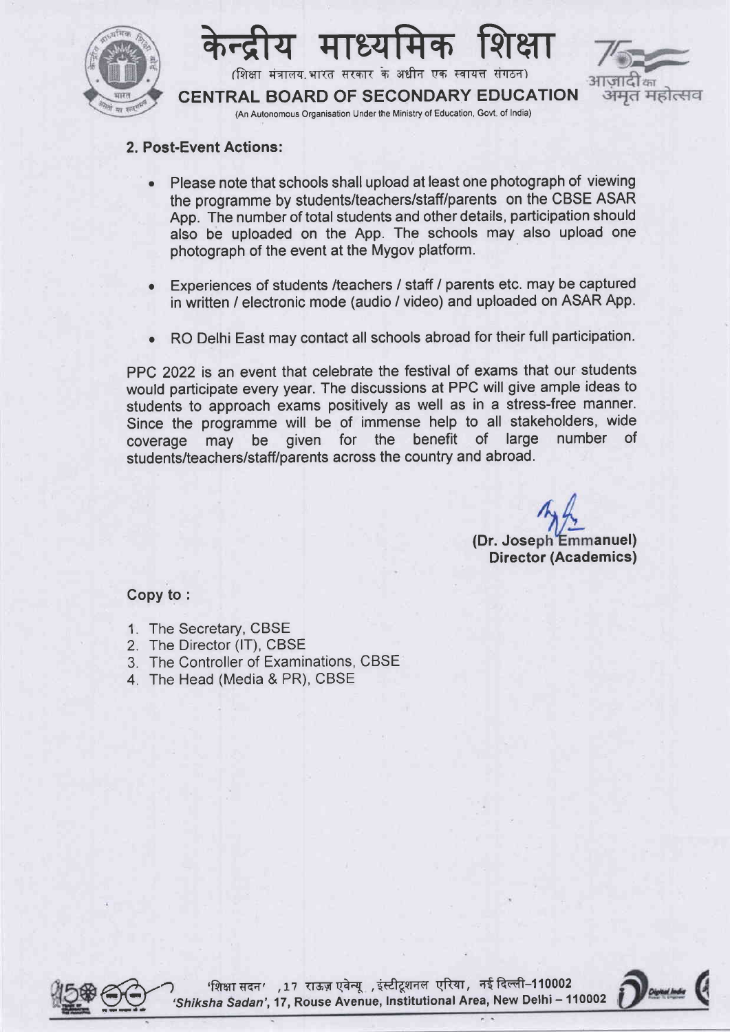## 2. Post-Event Actions:

- Please note that schools shall upload at least one photograph of viewing the programme by students/teachers/staff/parents on the CBSE ASAR App. The number of total students and other details, participation should also be uploaded on the App. The schools may also upload one photograph of the event at the Mygov platform.
- Experiences of students /teachers / staff / parents etc. may be captured in written / electronic mode (audio / video) and uploaded on ASAR App.
- RO Delhi East may contact all schools abroad for their full participation.

PPC 2022 is an event that celebrate the festival of exams that our students would participate every year. The discussions at PPC will give ample ideas to students to approach exams positively as well as in a stress-free manner. Since the programme will be of immense help to all stakeholders, wide coverage may be given for the benefit of large number of students/teachers/staff/parents across the country and abroad.

**(Dr. Joseph Emmanuel)**
**Director (Academics)**

**Copy to :**

1. The Secretary, CBSE
2. The Director (IT), CBSE
3. The Controller of Examinations, CBSE
4. The Head (Media & PR), CBSE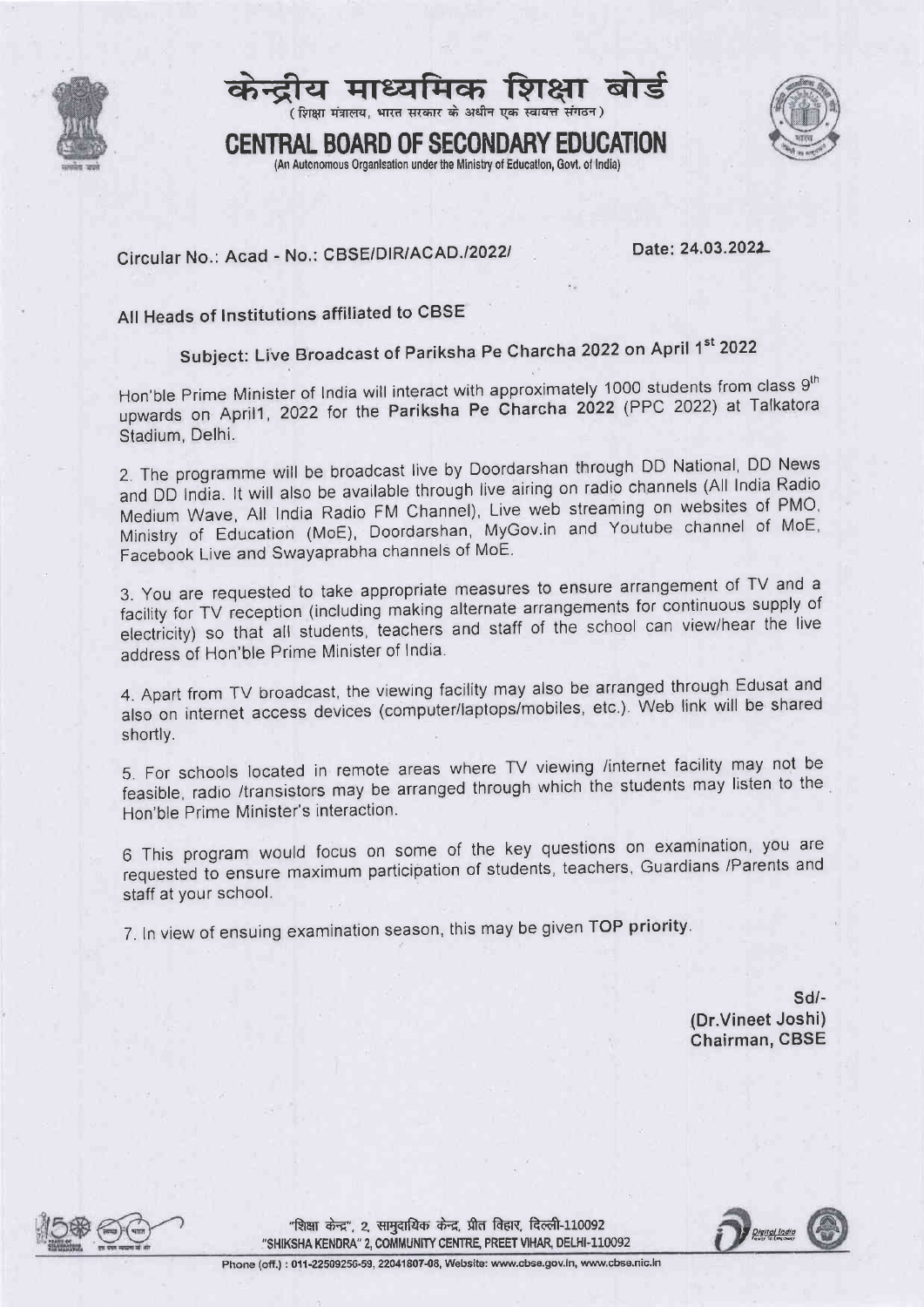# केन्द्रीय माध्यमिक शिक्षा बोर्ड

(शिक्षा मंत्रालय, भारत सरकार के अधीन एक स्वायत्त संगठन)

# CENTRAL BOARD OF SECONDARY EDUCATION

(An Autonomous Organisation under the Ministry of Education, Govt. of India)

Circular No.: Acad - No.: CBSE/DIR/ACAD./2022/

Date: 24.03.2022

All Heads of Institutions affiliated to CBSE

## Subject: Live Broadcast of Pariksha Pe Charcha 2022 on April 1st 2022

Hon'ble Prime Minister of India will interact with approximately 1000 students from class 9th upwards on April1, 2022 for the **Pariksha Pe Charcha 2022** (PPC 2022) at Talkatora Stadium, Delhi.

2. The programme will be broadcast live by Doordarshan through DD National, DD News and DD India. It will also be available through live airing on radio channels (All India Radio Medium Wave, All India Radio FM Channel), Live web streaming on websites of PMO, Ministry of Education (MoE), Doordarshan, MyGov.in and Youtube channel of MoE, Facebook Live and Swayaprabha channels of MoE.

3. You are requested to take appropriate measures to ensure arrangement of TV and a facility for TV reception (including making alternate arrangements for continuous supply of electricity) so that all students, teachers and staff of the school can view/hear the live address of Hon'ble Prime Minister of India.

4. Apart from TV broadcast, the viewing facility may also be arranged through Edusat and also on internet access devices (computer/laptops/mobiles, etc.). Web link will be shared shortly.

5. For schools located in remote areas where TV viewing /internet facility may not be feasible, radio /transistors may be arranged through which the students may listen to the Hon'ble Prime Minister's interaction.

6 This program would focus on some of the key questions on examination, you are requested to ensure maximum participation of students, teachers, Guardians /Parents and staff at your school.

7. In view of ensuing examination season, this may be given **TOP priority**.

**Sd/-**
**(Dr.Vineet Joshi)**
**Chairman, CBSE**

"शिक्षा केन्द्र", 2, सामुदायिक केन्द्र, प्रीत विहार, दिल्ली-110092
"SHIKSHA KENDRA" 2, COMMUNITY CENTRE, PREET VIHAR, DELHI-110092
Phone (off.) : 011-22509256-59, 22041807-08, Website: www.cbse.gov.in, www.cbse.nic.in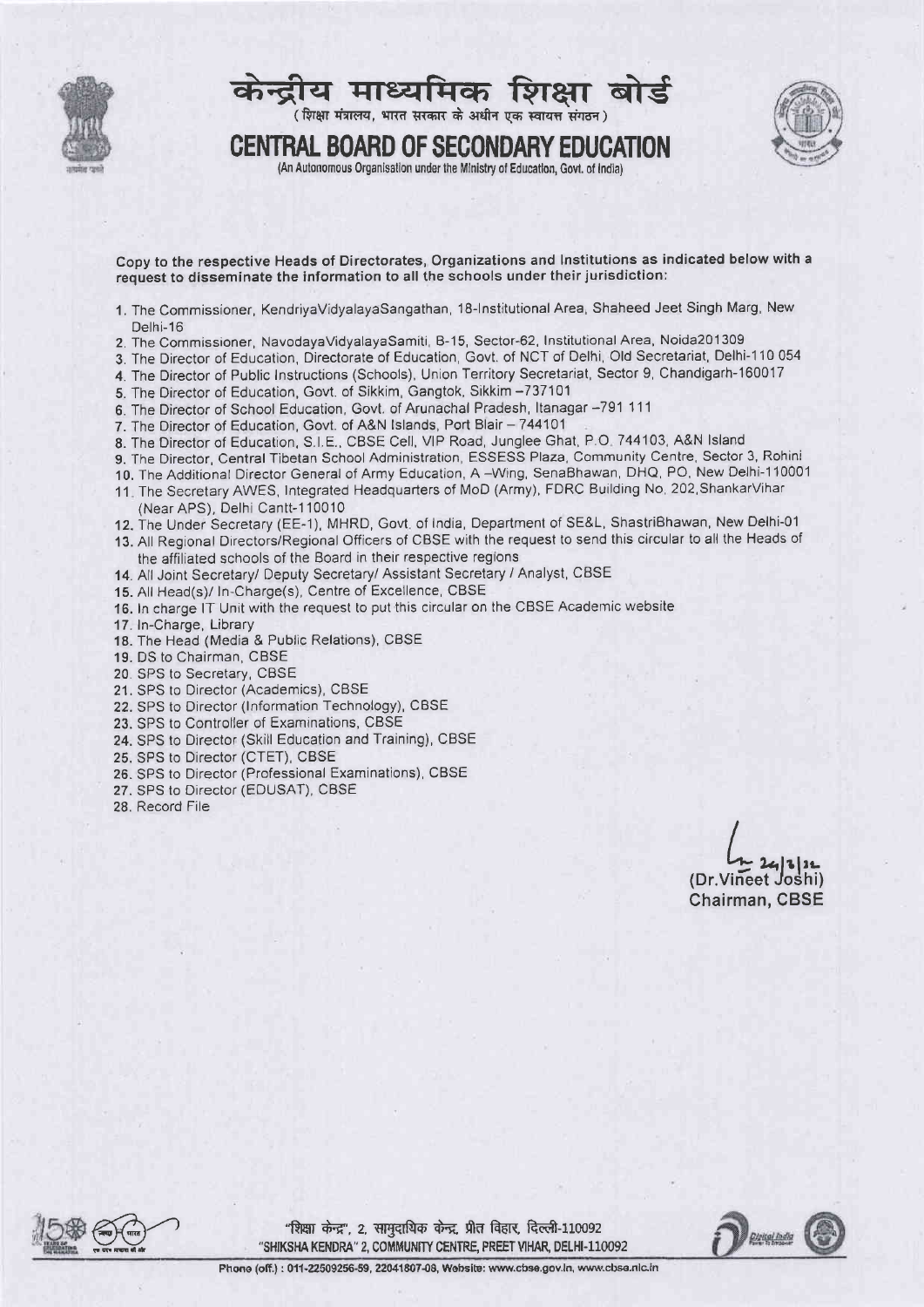# केन्द्रीय माध्यमिक शिक्षा बोर्ड

(शिक्षा मंत्रालय, भारत सरकार के अधीन एक स्वायत्त संगठन)

# CENTRAL BOARD OF SECONDARY EDUCATION

(An Autonomous Organisation under the Ministry of Education, Govt. of India)

**Copy to the respective Heads of Directorates, Organizations and Institutions as indicated below with a request to disseminate the information to all the schools under their jurisdiction:**

1. The Commissioner, KendriyaVidyalayaSangathan, 18-Institutional Area, Shaheed Jeet Singh Marg, New Delhi-16
2. The Commissioner, NavodayaVidyalayaSamiti, B-15, Sector-62, Institutional Area, Noida201309
3. The Director of Education, Directorate of Education, Govt. of NCT of Delhi, Old Secretariat, Delhi-110 054
4. The Director of Public Instructions (Schools), Union Territory Secretariat, Sector 9, Chandigarh-160017
5. The Director of Education, Govt. of Sikkim, Gangtok, Sikkim –737101
6. The Director of School Education, Govt. of Arunachal Pradesh, Itanagar –791 111
7. The Director of Education, Govt. of A&N Islands, Port Blair – 744101
8. The Director of Education, S.I.E., CBSE Cell, VIP Road, Junglee Ghat, P.O. 744103, A&N Island
9. The Director, Central Tibetan School Administration, ESSESS Plaza, Community Centre, Sector 3, Rohini
10. The Additional Director General of Army Education, A –Wing, SenaBhawan, DHQ, PO, New Delhi-110001
11. The Secretary AWES, Integrated Headquarters of MoD (Army), FDRC Building No. 202,ShankarVihar (Near APS), Delhi Cantt-110010
12. The Under Secretary (EE-1), MHRD, Govt. of India, Department of SE&L, ShastriBhawan, New Delhi-01
13. All Regional Directors/Regional Officers of CBSE with the request to send this circular to all the Heads of the affiliated schools of the Board in their respective regions
14. All Joint Secretary/ Deputy Secretary/ Assistant Secretary / Analyst, CBSE
15. All Head(s)/ In-Charge(s), Centre of Excellence, CBSE
16. In charge IT Unit with the request to put this circular on the CBSE Academic website
17. In-Charge, Library
18. The Head (Media & Public Relations), CBSE
19. DS to Chairman, CBSE
20. SPS to Secretary, CBSE
21. SPS to Director (Academics), CBSE
22. SPS to Director (Information Technology), CBSE
23. SPS to Controller of Examinations, CBSE
24. SPS to Director (Skill Education and Training), CBSE
25. SPS to Director (CTET), CBSE
26. SPS to Director (Professional Examinations), CBSE
27. SPS to Director (EDUSAT), CBSE
28. Record File

24/3/22

(Dr.Vineet Joshi)
**Chairman, CBSE**

"शिक्षा केन्द्र", 2, सामुदायिक केन्द्र, प्रीत विहार, दिल्ली-110092
"SHIKSHA KENDRA" 2, COMMUNITY CENTRE, PREET VIHAR, DELHI-110092

Phone (off.) : 011-22509256-59, 22041807-08, Website: www.cbse.gov.in, www.cbse.nic.in